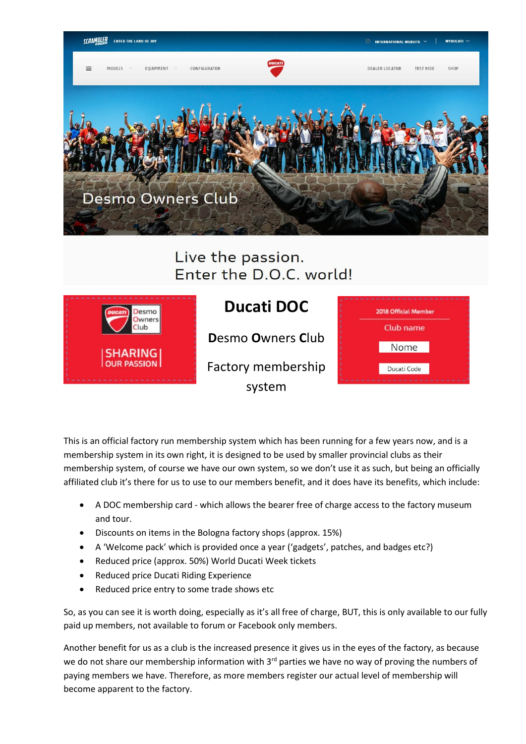Live the passion.
Enter the D.O.C. world!

# Ducati DOC

**D**esmo **O**wners **C**lub

Factory membership system

This is an official factory run membership system which has been running for a few years now, and is a membership system in its own right, it is designed to be used by smaller provincial clubs as their membership system, of course we have our own system, so we don't use it as such, but being an officially affiliated club it's there for us to use to our members benefit, and it does have its benefits, which include:

- A DOC membership card - which allows the bearer free of charge access to the factory museum and tour.
- Discounts on items in the Bologna factory shops (approx. 15%)
- A 'Welcome pack' which is provided once a year ('gadgets', patches, and badges etc?)
- Reduced price (approx. 50%) World Ducati Week tickets
- Reduced price Ducati Riding Experience
- Reduced price entry to some trade shows etc

So, as you can see it is worth doing, especially as it's all free of charge, BUT, this is only available to our fully paid up members, not available to forum or Facebook only members.

Another benefit for us as a club is the increased presence it gives us in the eyes of the factory, as because we do not share our membership information with 3rd parties we have no way of proving the numbers of paying members we have. Therefore, as more members register our actual level of membership will become apparent to the factory.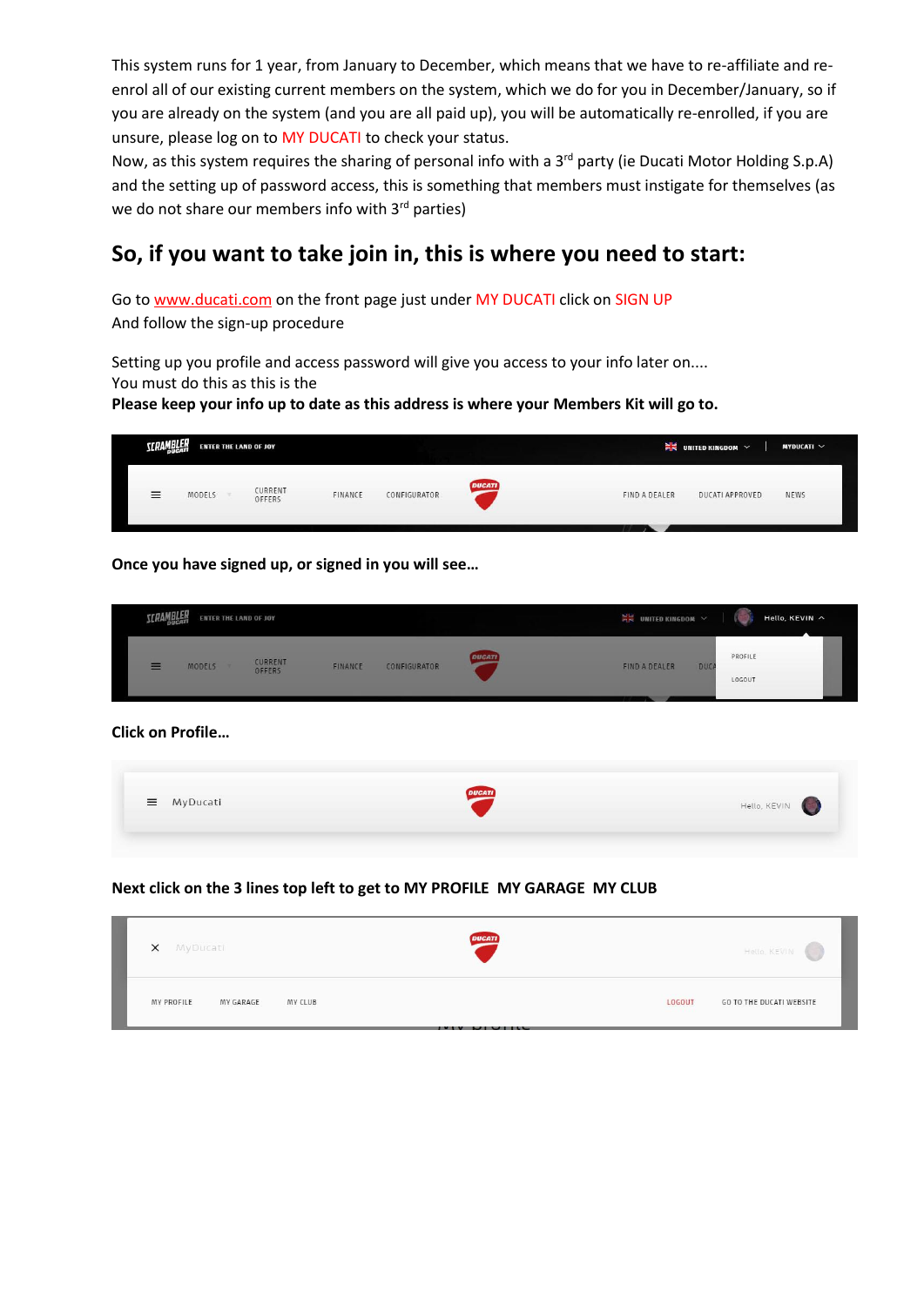This system runs for 1 year, from January to December, which means that we have to re-affiliate and re-enrol all of our existing current members on the system, which we do for you in December/January, so if you are already on the system (and you are all paid up), you will be automatically re-enrolled, if you are unsure, please log on to MY DUCATI to check your status.

Now, as this system requires the sharing of personal info with a 3rd party (ie Ducati Motor Holding S.p.A) and the setting up of password access, this is something that members must instigate for themselves (as we do not share our members info with 3rd parties)

## So, if you want to take join in, this is where you need to start:

Go to www.ducati.com on the front page just under MY DUCATI click on SIGN UP
And follow the sign-up procedure

Setting up you profile and access password will give you access to your info later on....
You must do this as this is the
**Please keep your info up to date as this address is where your Members Kit will go to.**

**Once you have signed up, or signed in you will see…**

**Click on Profile…**

**Next click on the 3 lines top left to get to MY PROFILE MY GARAGE MY CLUB**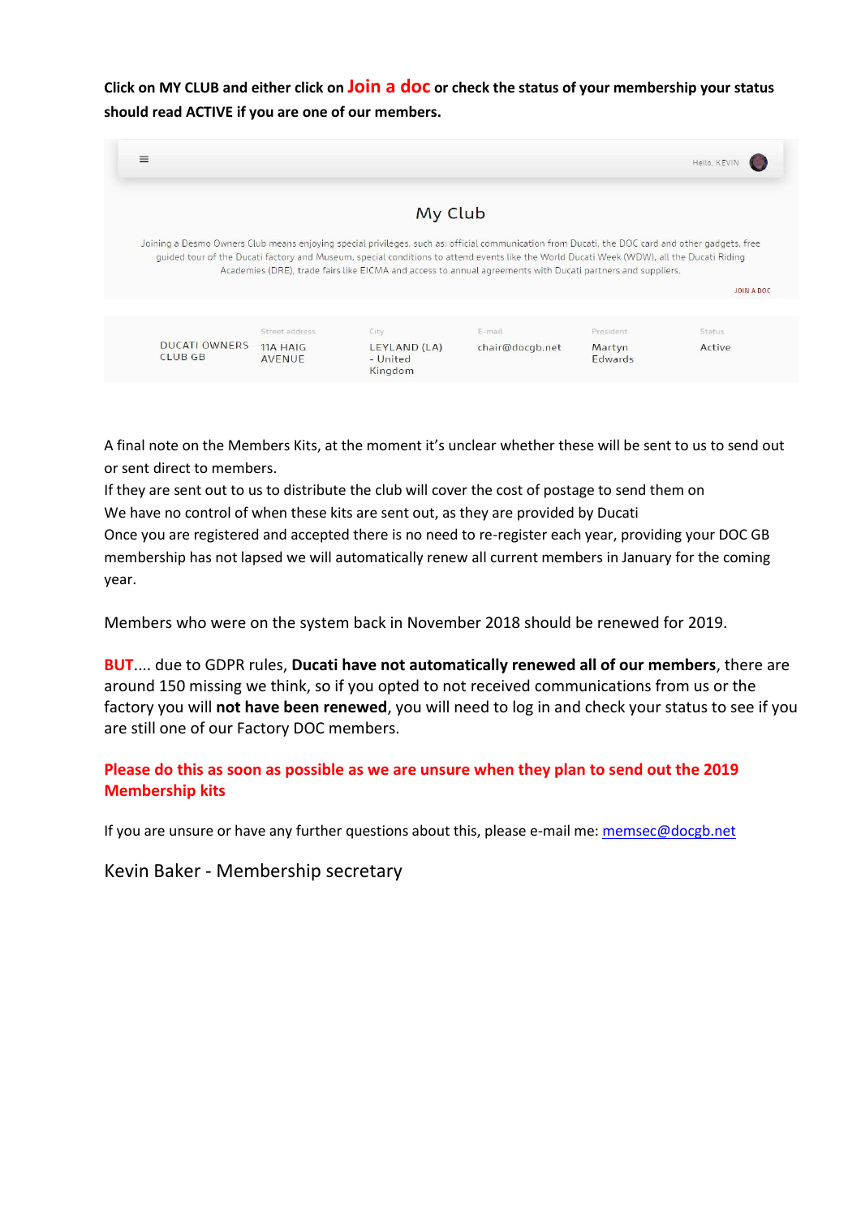**Click on MY CLUB and either click on Join a doc or check the status of your membership your status should read ACTIVE if you are one of our members.**

≡ Hello, KEVIN

My Club

Joining a Desmo Owners Club means enjoying special privileges, such as: official communication from Ducati, the DOC card and other gadgets, free guided tour of the Ducati factory and Museum, special conditions to attend events like the World Ducati Week (WDW), all the Ducati Riding Academies (DRE), trade fairs like EICMA and access to annual agreements with Ducati partners and suppliers.

JOIN A DOC

| | Street address | City | E-mail | President | Status |
|---|---|---|---|---|---|
| DUCATI OWNERS CLUB GB | 11A HAIG AVENUE | LEYLAND (LA) - United Kingdom | chair@docgb.net | Martyn Edwards | Active |

A final note on the Members Kits, at the moment it's unclear whether these will be sent to us to send out or sent direct to members.
If they are sent out to us to distribute the club will cover the cost of postage to send them on
We have no control of when these kits are sent out, as they are provided by Ducati
Once you are registered and accepted there is no need to re-register each year, providing your DOC GB membership has not lapsed we will automatically renew all current members in January for the coming year.

Members who were on the system back in November 2018 should be renewed for 2019.

**BUT**.... due to GDPR rules, **Ducati have not automatically renewed all of our members**, there are around 150 missing we think, so if you opted to not received communications from us or the factory you will **not have been renewed**, you will need to log in and check your status to see if you are still one of our Factory DOC members.

**Please do this as soon as possible as we are unsure when they plan to send out the 2019 Membership kits**

If you are unsure or have any further questions about this, please e-mail me: memsec@docgb.net

Kevin Baker - Membership secretary